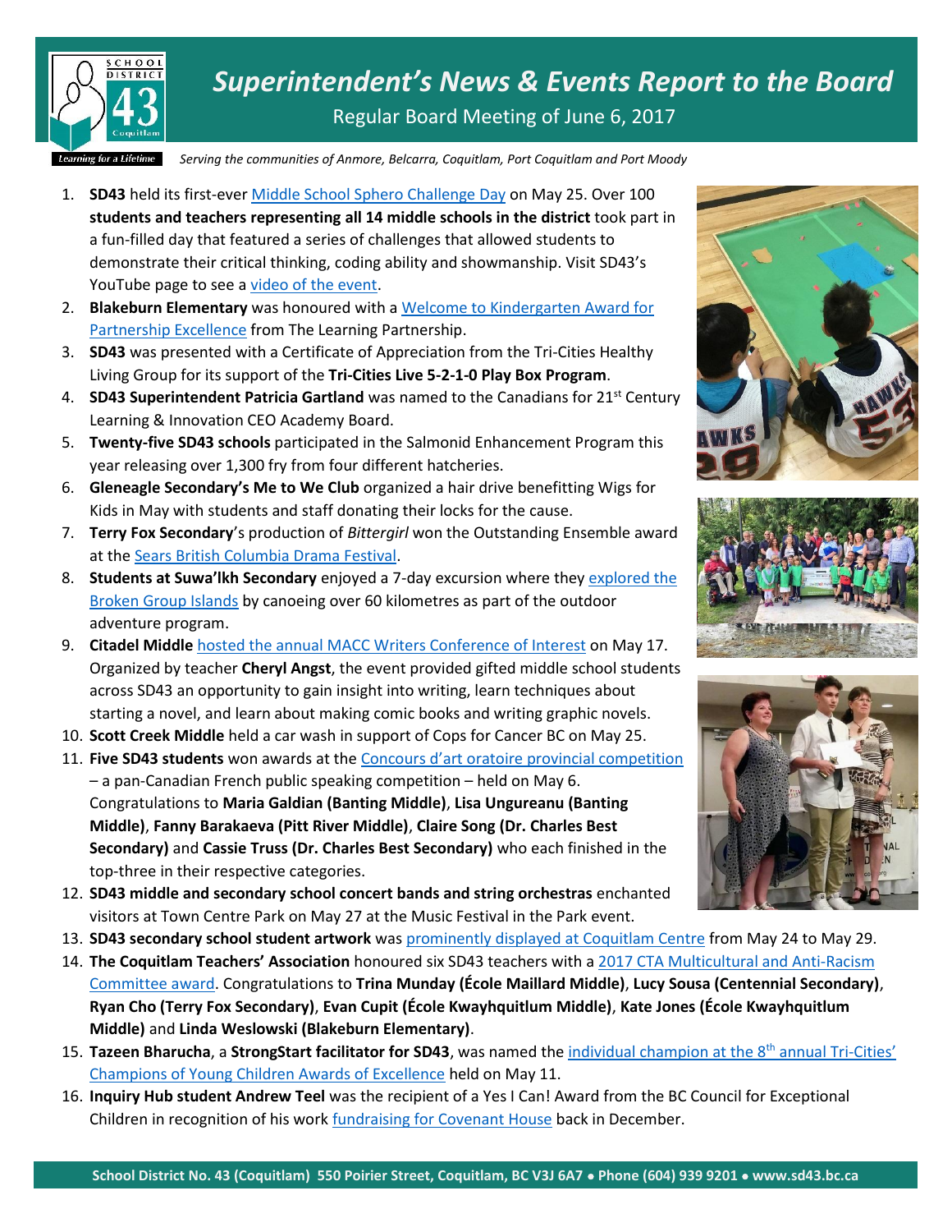# *Superintendent's News & Events Report to the Board*

Regular Board Meeting of June 6, 2017

Learning for a Lifetime

*Serving the communities of Anmore, Belcarra, Coquitlam, Port Coquitlam and Port Moody*

1. **SD43** held its first-ever Middle School Sphero Challenge Day on May 25. Over 100 **students and teachers representing all 14 middle schools in the district** took part in a fun-filled day that featured a series of challenges that allowed students to demonstrate their critical thinking, coding ability and showmanship. Visit SD43's YouTube page to see a video of the event.
2. **Blakeburn Elementary** was honoured with a Welcome to Kindergarten Award for Partnership Excellence from The Learning Partnership.
3. **SD43** was presented with a Certificate of Appreciation from the Tri-Cities Healthy Living Group for its support of the **Tri-Cities Live 5-2-1-0 Play Box Program**.
4. **SD43 Superintendent Patricia Gartland** was named to the Canadians for 21st Century Learning & Innovation CEO Academy Board.
5. **Twenty-five SD43 schools** participated in the Salmonid Enhancement Program this year releasing over 1,300 fry from four different hatcheries.
6. **Gleneagle Secondary's Me to We Club** organized a hair drive benefitting Wigs for Kids in May with students and staff donating their locks for the cause.
7. **Terry Fox Secondary**'s production of *Bittergirl* won the Outstanding Ensemble award at the Sears British Columbia Drama Festival.
8. **Students at Suwa'lkh Secondary** enjoyed a 7-day excursion where they explored the Broken Group Islands by canoeing over 60 kilometres as part of the outdoor adventure program.
9. **Citadel Middle** hosted the annual MACC Writers Conference of Interest on May 17. Organized by teacher **Cheryl Angst**, the event provided gifted middle school students across SD43 an opportunity to gain insight into writing, learn techniques about starting a novel, and learn about making comic books and writing graphic novels.
10. **Scott Creek Middle** held a car wash in support of Cops for Cancer BC on May 25.
11. **Five SD43 students** won awards at the Concours d'art oratoire provincial competition – a pan-Canadian French public speaking competition – held on May 6. Congratulations to **Maria Galdian (Banting Middle)**, **Lisa Ungureanu (Banting Middle)**, **Fanny Barakaeva (Pitt River Middle)**, **Claire Song (Dr. Charles Best Secondary)** and **Cassie Truss (Dr. Charles Best Secondary)** who each finished in the top-three in their respective categories.
12. **SD43 middle and secondary school concert bands and string orchestras** enchanted visitors at Town Centre Park on May 27 at the Music Festival in the Park event.
13. **SD43 secondary school student artwork** was prominently displayed at Coquitlam Centre from May 24 to May 29.
14. **The Coquitlam Teachers' Association** honoured six SD43 teachers with a 2017 CTA Multicultural and Anti-Racism Committee award. Congratulations to **Trina Munday (École Maillard Middle)**, **Lucy Sousa (Centennial Secondary)**, **Ryan Cho (Terry Fox Secondary)**, **Evan Cupit (École Kwayhquitlum Middle)**, **Kate Jones (École Kwayhquitlum Middle)** and **Linda Weslowski (Blakeburn Elementary)**.
15. **Tazeen Bharucha**, a **StrongStart facilitator for SD43**, was named the individual champion at the 8th annual Tri-Cities' Champions of Young Children Awards of Excellence held on May 11.
16. **Inquiry Hub student Andrew Teel** was the recipient of a Yes I Can! Award from the BC Council for Exceptional Children in recognition of his work fundraising for Covenant House back in December.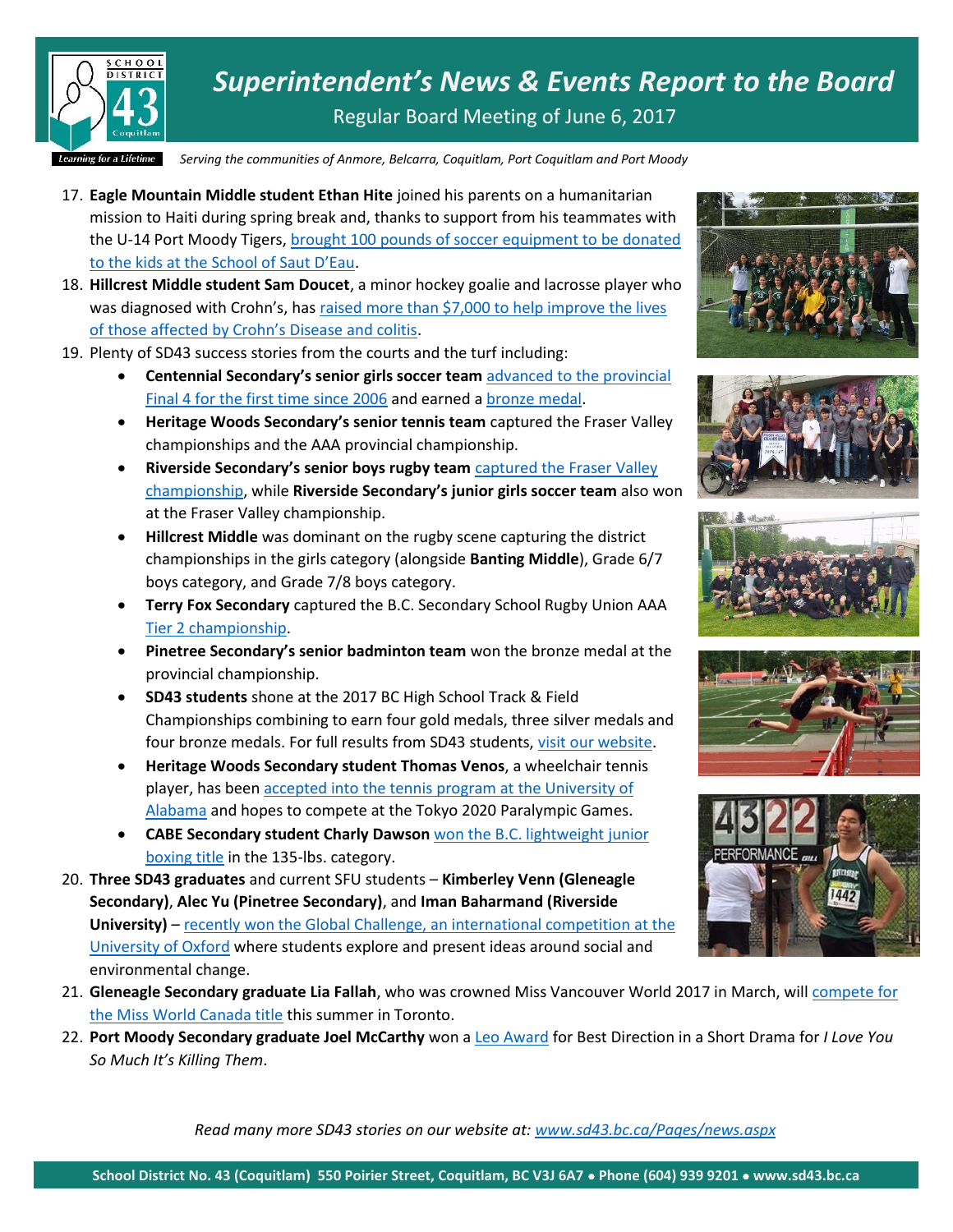# Superintendent's News & Events Report to the Board

Regular Board Meeting of June 6, 2017

*Serving the communities of Anmore, Belcarra, Coquitlam, Port Coquitlam and Port Moody*

17. **Eagle Mountain Middle student Ethan Hite** joined his parents on a humanitarian mission to Haiti during spring break and, thanks to support from his teammates with the U-14 Port Moody Tigers, brought 100 pounds of soccer equipment to be donated to the kids at the School of Saut D'Eau.
18. **Hillcrest Middle student Sam Doucet**, a minor hockey goalie and lacrosse player who was diagnosed with Crohn's, has raised more than $7,000 to help improve the lives of those affected by Crohn's Disease and colitis.
19. Plenty of SD43 success stories from the courts and the turf including:
    - **Centennial Secondary's senior girls soccer team** advanced to the provincial Final 4 for the first time since 2006 and earned a bronze medal.
    - **Heritage Woods Secondary's senior tennis team** captured the Fraser Valley championships and the AAA provincial championship.
    - **Riverside Secondary's senior boys rugby team** captured the Fraser Valley championship, while **Riverside Secondary's junior girls soccer team** also won at the Fraser Valley championship.
    - **Hillcrest Middle** was dominant on the rugby scene capturing the district championships in the girls category (alongside **Banting Middle**), Grade 6/7 boys category, and Grade 7/8 boys category.
    - **Terry Fox Secondary** captured the B.C. Secondary School Rugby Union AAA Tier 2 championship.
    - **Pinetree Secondary's senior badminton team** won the bronze medal at the provincial championship.
    - **SD43 students** shone at the 2017 BC High School Track & Field Championships combining to earn four gold medals, three silver medals and four bronze medals. For full results from SD43 students, visit our website.
    - **Heritage Woods Secondary student Thomas Venos**, a wheelchair tennis player, has been accepted into the tennis program at the University of Alabama and hopes to compete at the Tokyo 2020 Paralympic Games.
    - **CABE Secondary student Charly Dawson** won the B.C. lightweight junior boxing title in the 135-lbs. category.
20. **Three SD43 graduates** and current SFU students – **Kimberley Venn (Gleneagle Secondary)**, **Alec Yu (Pinetree Secondary)**, and **Iman Baharmand (Riverside University)** – recently won the Global Challenge, an international competition at the University of Oxford where students explore and present ideas around social and environmental change.
21. **Gleneagle Secondary graduate Lia Fallah**, who was crowned Miss Vancouver World 2017 in March, will compete for the Miss World Canada title this summer in Toronto.
22. **Port Moody Secondary graduate Joel McCarthy** won a Leo Award for Best Direction in a Short Drama for *I Love You So Much It's Killing Them*.

*Read many more SD43 stories on our website at: www.sd43.bc.ca/Pages/news.aspx*

**School District No. 43 (Coquitlam) 550 Poirier Street, Coquitlam, BC V3J 6A7 • Phone (604) 939 9201 • www.sd43.bc.ca**